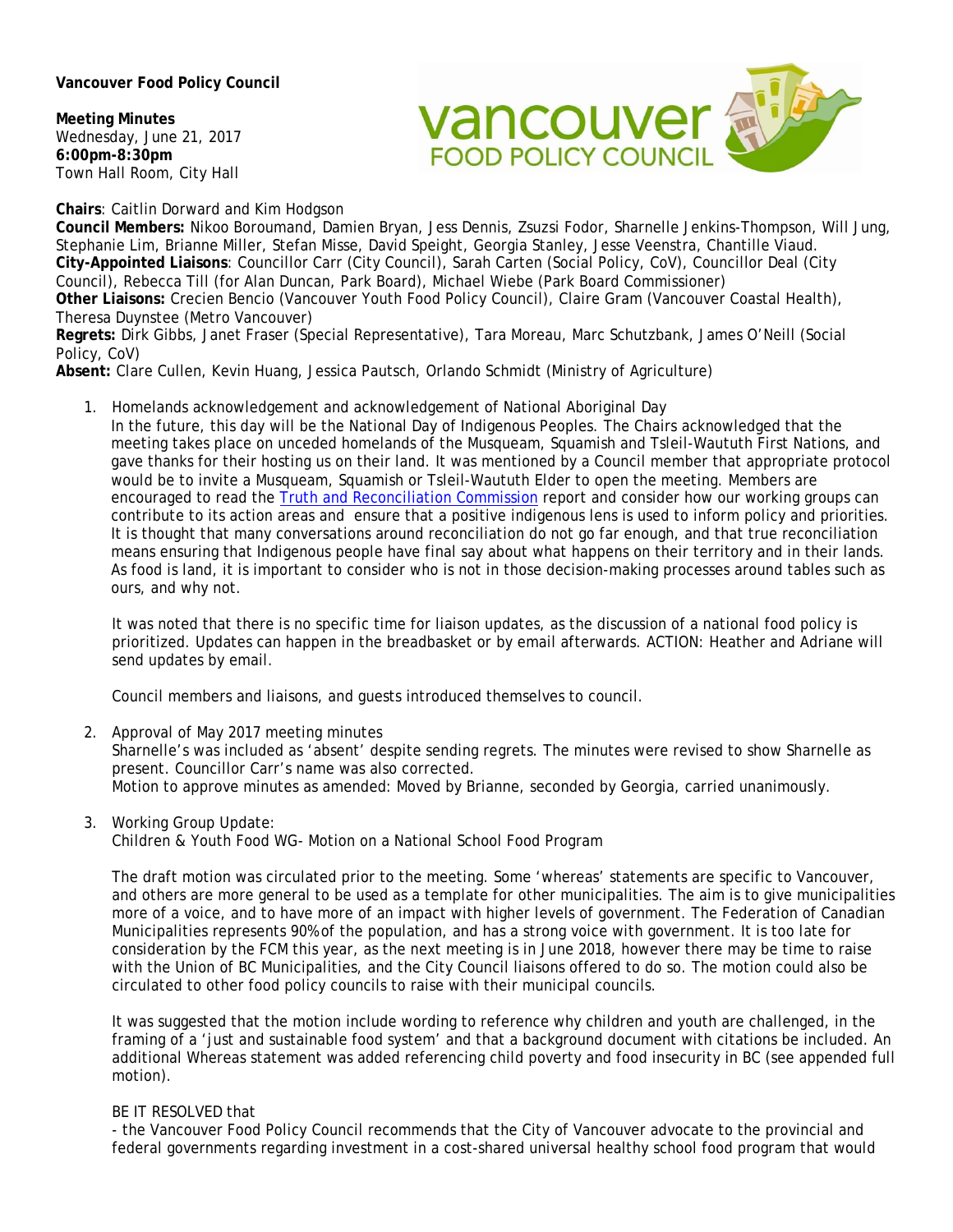**Vancouver Food Policy Council**

**Meeting Minutes**
Wednesday, June 21, 2017
**6:00pm-8:30pm**
Town Hall Room, City Hall

**Chairs**: Caitlin Dorward and Kim Hodgson
**Council Members:** Nikoo Boroumand, Damien Bryan, Jess Dennis, Zsuzsi Fodor, Sharnelle Jenkins-Thompson, Will Jung, Stephanie Lim, Brianne Miller, Stefan Misse, David Speight, Georgia Stanley, Jesse Veenstra, Chantille Viaud.
**City-Appointed Liaisons**: Councillor Carr (City Council), Sarah Carten (Social Policy, CoV), Councillor Deal (City Council), Rebecca Till (for Alan Duncan, Park Board), Michael Wiebe (Park Board Commissioner)
**Other Liaisons:** Crecien Bencio (Vancouver Youth Food Policy Council), Claire Gram (Vancouver Coastal Health), Theresa Duynstee (Metro Vancouver)
**Regrets:** Dirk Gibbs, Janet Fraser (Special Representative), Tara Moreau, Marc Schutzbank, James O'Neill (Social Policy, CoV)
**Absent:** Clare Cullen, Kevin Huang, Jessica Pautsch, Orlando Schmidt (Ministry of Agriculture)

1. Homelands acknowledgement and acknowledgement of National Aboriginal Day
   In the future, this day will be the National Day of Indigenous Peoples. The Chairs acknowledged that the meeting takes place on unceded homelands of the Musqueam, Squamish and Tsleil-Waututh First Nations, and gave thanks for their hosting us on their land. It was mentioned by a Council member that appropriate protocol would be to invite a Musqueam, Squamish or Tsleil-Waututh Elder to open the meeting. Members are encouraged to read the Truth and Reconciliation Commission report and consider how our working groups can contribute to its action areas and ensure that a positive indigenous lens is used to inform policy and priorities. It is thought that many conversations around reconciliation do not go far enough, and that true reconciliation means ensuring that Indigenous people have final say about what happens on their territory and in their lands. As food is land, it is important to consider who is not in those decision-making processes around tables such as ours, and why not.

   It was noted that there is no specific time for liaison updates, as the discussion of a national food policy is prioritized. Updates can happen in the breadbasket or by email afterwards. ACTION: Heather and Adriane will send updates by email.

   Council members and liaisons, and guests introduced themselves to council.

2. Approval of May 2017 meeting minutes
   Sharnelle's was included as 'absent' despite sending regrets. The minutes were revised to show Sharnelle as present. Councillor Carr's name was also corrected.
   Motion to approve minutes as amended: Moved by Brianne, seconded by Georgia, carried unanimously.

3. Working Group Update:
   Children & Youth Food WG- Motion on a National School Food Program

   The draft motion was circulated prior to the meeting. Some 'whereas' statements are specific to Vancouver, and others are more general to be used as a template for other municipalities. The aim is to give municipalities more of a voice, and to have more of an impact with higher levels of government. The Federation of Canadian Municipalities represents 90% of the population, and has a strong voice with government. It is too late for consideration by the FCM this year, as the next meeting is in June 2018, however there may be time to raise with the Union of BC Municipalities, and the City Council liaisons offered to do so. The motion could also be circulated to other food policy councils to raise with their municipal councils.

   It was suggested that the motion include wording to reference why children and youth are challenged, in the framing of a 'just and sustainable food system' and that a background document with citations be included. An additional Whereas statement was added referencing child poverty and food insecurity in BC (see appended full motion).

   BE IT RESOLVED that
   - the Vancouver Food Policy Council recommends that the City of Vancouver advocate to the provincial and federal governments regarding investment in a cost-shared universal healthy school food program that would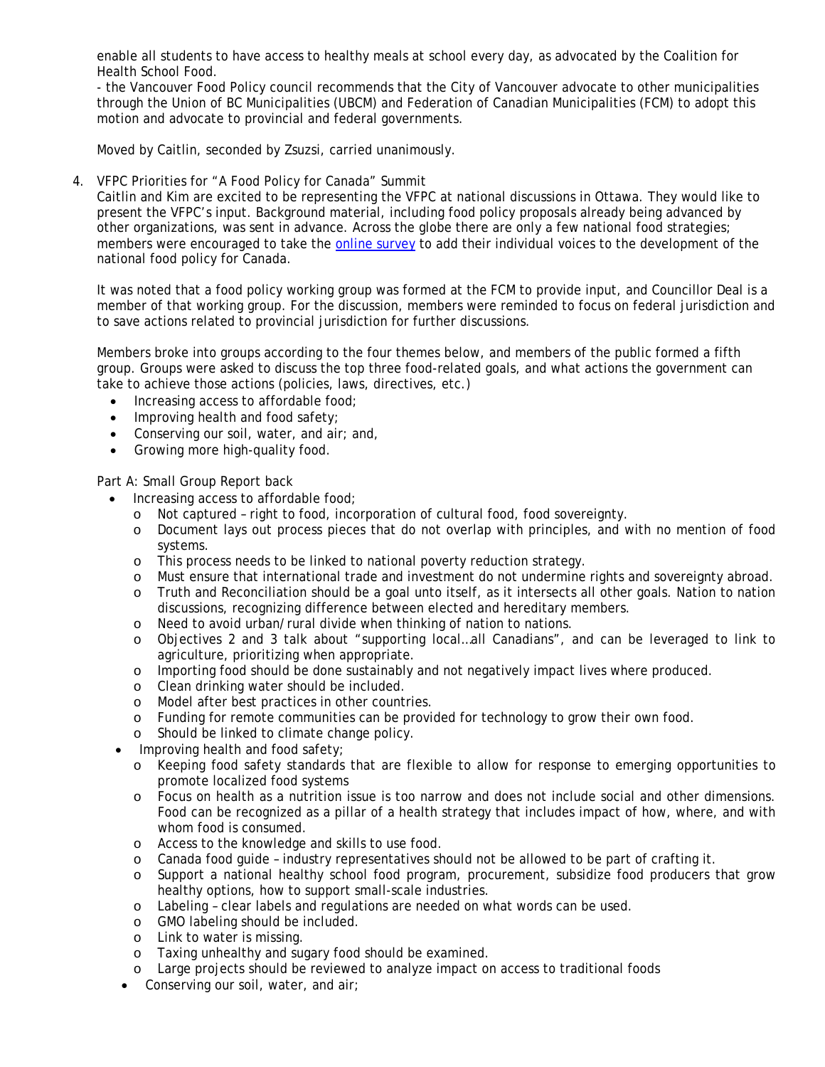enable all students to have access to healthy meals at school every day, as advocated by the Coalition for Health School Food.
- the Vancouver Food Policy council recommends that the City of Vancouver advocate to other municipalities through the Union of BC Municipalities (UBCM) and Federation of Canadian Municipalities (FCM) to adopt this motion and advocate to provincial and federal governments.

Moved by Caitlin, seconded by Zsuzsi, carried unanimously.

4. VFPC Priorities for "A Food Policy for Canada" Summit
Caitlin and Kim are excited to be representing the VFPC at national discussions in Ottawa. They would like to present the VFPC's input. Background material, including food policy proposals already being advanced by other organizations, was sent in advance. Across the globe there are only a few national food strategies; members were encouraged to take the online survey to add their individual voices to the development of the national food policy for Canada.

It was noted that a food policy working group was formed at the FCM to provide input, and Councillor Deal is a member of that working group. For the discussion, members were reminded to focus on federal jurisdiction and to save actions related to provincial jurisdiction for further discussions.

Members broke into groups according to the four themes below, and members of the public formed a fifth group. Groups were asked to discuss the top three food-related goals, and what actions the government can take to achieve those actions (policies, laws, directives, etc.)

- Increasing access to affordable food;
- Improving health and food safety;
- Conserving our soil, water, and air; and,
- Growing more high-quality food.

Part A: Small Group Report back

- Increasing access to affordable food;
  - Not captured – right to food, incorporation of cultural food, food sovereignty.
  - Document lays out process pieces that do not overlap with principles, and with no mention of food systems.
  - This process needs to be linked to national poverty reduction strategy.
  - Must ensure that international trade and investment do not undermine rights and sovereignty abroad.
  - Truth and Reconciliation should be a goal unto itself, as it intersects all other goals. Nation to nation discussions, recognizing difference between elected and hereditary members.
  - Need to avoid urban/rural divide when thinking of nation to nations.
  - Objectives 2 and 3 talk about "supporting local…all Canadians", and can be leveraged to link to agriculture, prioritizing when appropriate.
  - Importing food should be done sustainably and not negatively impact lives where produced.
  - Clean drinking water should be included.
  - Model after best practices in other countries.
  - Funding for remote communities can be provided for technology to grow their own food.
  - Should be linked to climate change policy.
- Improving health and food safety;
  - Keeping food safety standards that are flexible to allow for response to emerging opportunities to promote localized food systems
  - Focus on health as a nutrition issue is too narrow and does not include social and other dimensions. Food can be recognized as a pillar of a health strategy that includes impact of how, where, and with whom food is consumed.
  - Access to the knowledge and skills to use food.
  - Canada food guide – industry representatives should not be allowed to be part of crafting it.
  - Support a national healthy school food program, procurement, subsidize food producers that grow healthy options, how to support small-scale industries.
  - Labeling – clear labels and regulations are needed on what words can be used.
  - GMO labeling should be included.
  - Link to water is missing.
  - Taxing unhealthy and sugary food should be examined.
  - Large projects should be reviewed to analyze impact on access to traditional foods
- Conserving our soil, water, and air;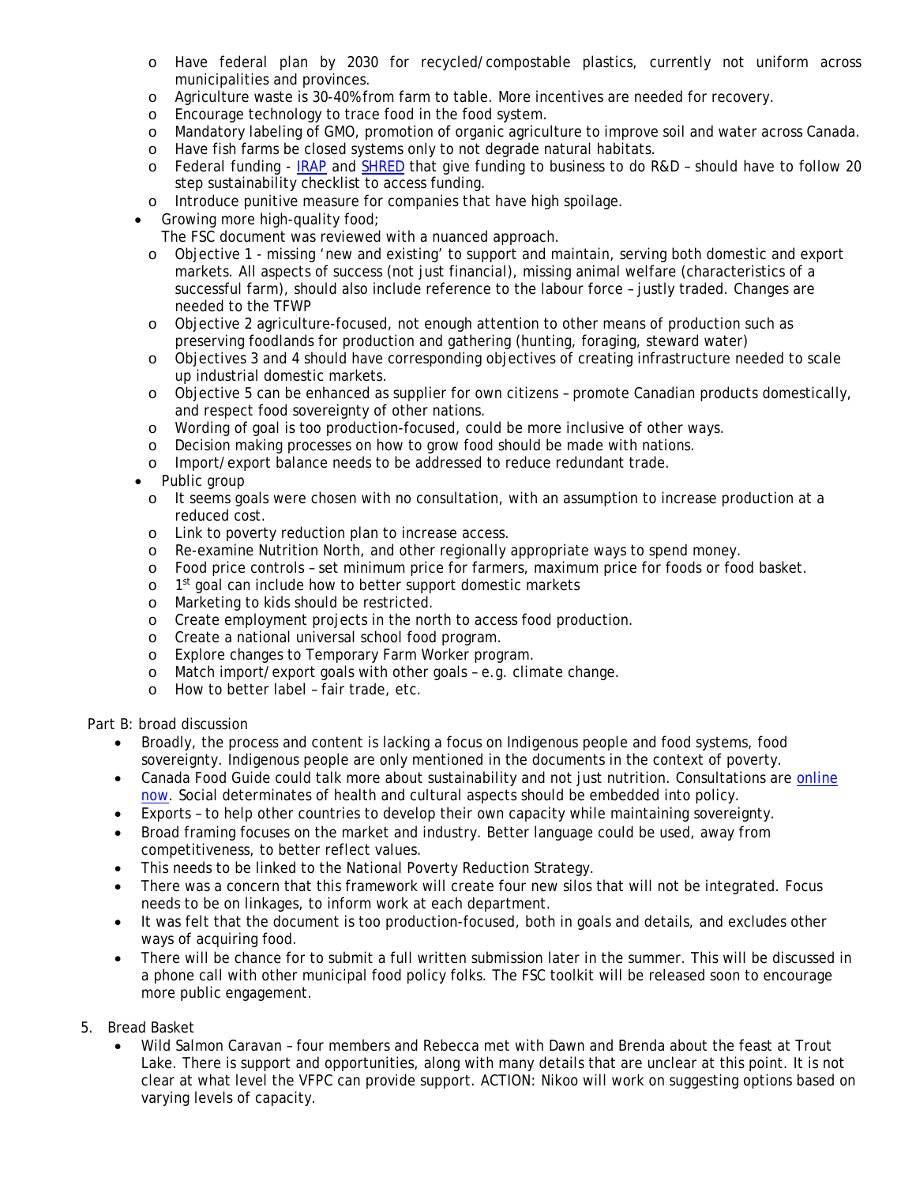- Have federal plan by 2030 for recycled/compostable plastics, currently not uniform across municipalities and provinces.
    - Agriculture waste is 30-40% from farm to table. More incentives are needed for recovery.
    - Encourage technology to trace food in the food system.
    - Mandatory labeling of GMO, promotion of organic agriculture to improve soil and water across Canada.
    - Have fish farms be closed systems only to not degrade natural habitats.
    - Federal funding - IRAP and SHRED that give funding to business to do R&D – should have to follow 20 step sustainability checklist to access funding.
    - Introduce punitive measure for companies that have high spoilage.
  - Growing more high-quality food;

    The FSC document was reviewed with a nuanced approach.
    - Objective 1 - missing 'new and existing' to support and maintain, serving both domestic and export markets. All aspects of success (not just financial), missing animal welfare (characteristics of a successful farm), should also include reference to the labour force – justly traded. Changes are needed to the TFWP
    - Objective 2 agriculture-focused, not enough attention to other means of production such as preserving foodlands for production and gathering (hunting, foraging, steward water)
    - Objectives 3 and 4 should have corresponding objectives of creating infrastructure needed to scale up industrial domestic markets.
    - Objective 5 can be enhanced as supplier for own citizens – promote Canadian products domestically, and respect food sovereignty of other nations.
    - Wording of goal is too production-focused, could be more inclusive of other ways.
    - Decision making processes on how to grow food should be made with nations.
    - Import/export balance needs to be addressed to reduce redundant trade.
  - Public group
    - It seems goals were chosen with no consultation, with an assumption to increase production at a reduced cost.
    - Link to poverty reduction plan to increase access.
    - Re-examine Nutrition North, and other regionally appropriate ways to spend money.
    - Food price controls – set minimum price for farmers, maximum price for foods or food basket.
    - 1st goal can include how to better support domestic markets
    - Marketing to kids should be restricted.
    - Create employment projects in the north to access food production.
    - Create a national universal school food program.
    - Explore changes to Temporary Farm Worker program.
    - Match import/export goals with other goals – e.g. climate change.
    - How to better label – fair trade, etc.

Part B: broad discussion

- Broadly, the process and content is lacking a focus on Indigenous people and food systems, food sovereignty. Indigenous people are only mentioned in the documents in the context of poverty.
- Canada Food Guide could talk more about sustainability and not just nutrition. Consultations are online now. Social determinates of health and cultural aspects should be embedded into policy.
- Exports – to help other countries to develop their own capacity while maintaining sovereignty.
- Broad framing focuses on the market and industry. Better language could be used, away from competitiveness, to better reflect values.
- This needs to be linked to the National Poverty Reduction Strategy.
- There was a concern that this framework will create four new silos that will not be integrated. Focus needs to be on linkages, to inform work at each department.
- It was felt that the document is too production-focused, both in goals and details, and excludes other ways of acquiring food.
- There will be chance for to submit a full written submission later in the summer. This will be discussed in a phone call with other municipal food policy folks. The FSC toolkit will be released soon to encourage more public engagement.

5. Bread Basket
   - Wild Salmon Caravan – four members and Rebecca met with Dawn and Brenda about the feast at Trout Lake. There is support and opportunities, along with many details that are unclear at this point. It is not clear at what level the VFPC can provide support. ACTION: Nikoo will work on suggesting options based on varying levels of capacity.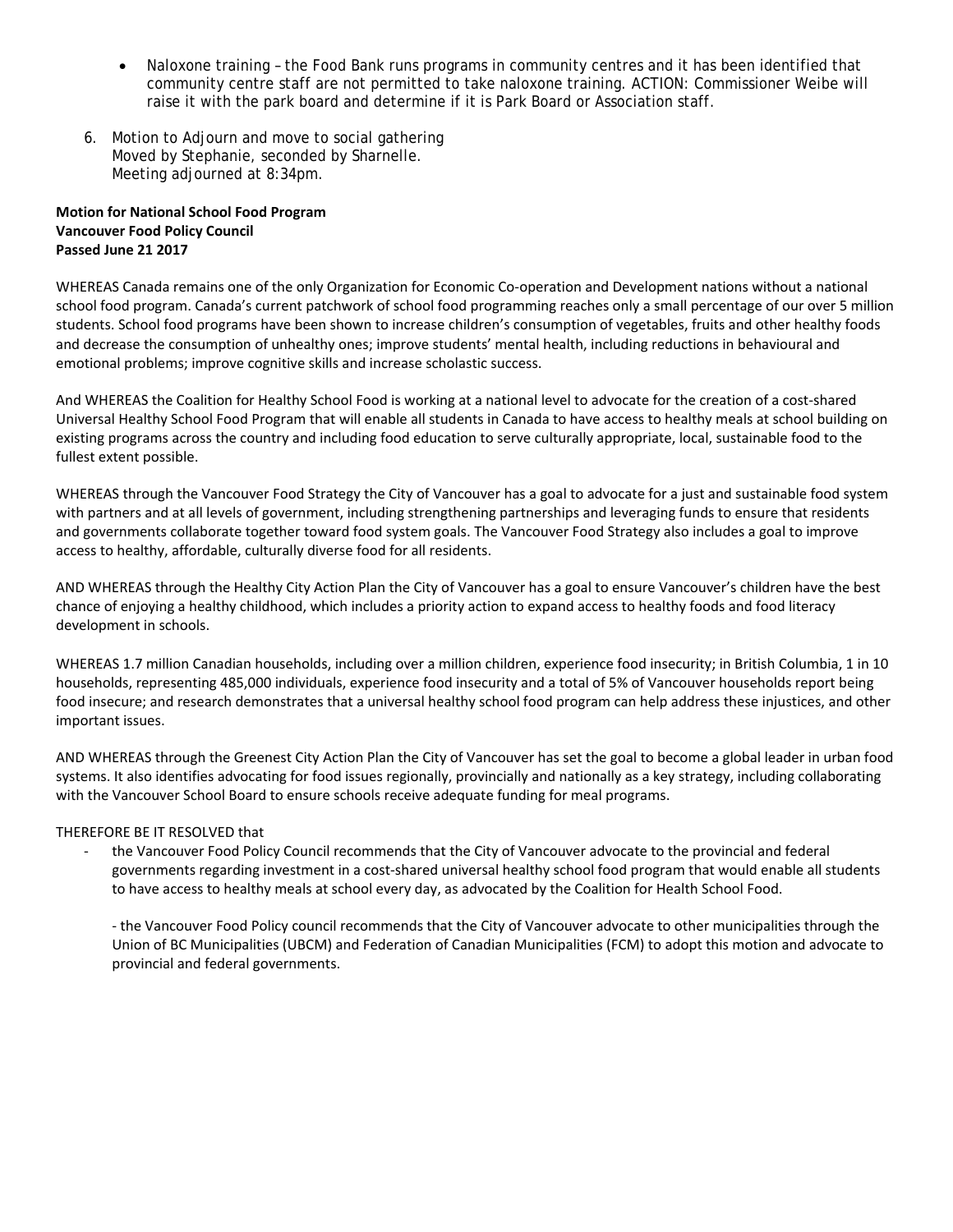- Naloxone training – the Food Bank runs programs in community centres and it has been identified that community centre staff are not permitted to take naloxone training. ACTION: Commissioner Weibe will raise it with the park board and determine if it is Park Board or Association staff.

6. Motion to Adjourn and move to social gathering
   Moved by Stephanie, seconded by Sharnelle.
   Meeting adjourned at 8:34pm.

**Motion for National School Food Program**
**Vancouver Food Policy Council**
**Passed June 21 2017**

WHEREAS Canada remains one of the only Organization for Economic Co-operation and Development nations without a national school food program. Canada's current patchwork of school food programming reaches only a small percentage of our over 5 million students. School food programs have been shown to increase children's consumption of vegetables, fruits and other healthy foods and decrease the consumption of unhealthy ones; improve students' mental health, including reductions in behavioural and emotional problems; improve cognitive skills and increase scholastic success.

And WHEREAS the Coalition for Healthy School Food is working at a national level to advocate for the creation of a cost-shared Universal Healthy School Food Program that will enable all students in Canada to have access to healthy meals at school building on existing programs across the country and including food education to serve culturally appropriate, local, sustainable food to the fullest extent possible.

WHEREAS through the Vancouver Food Strategy the City of Vancouver has a goal to advocate for a just and sustainable food system with partners and at all levels of government, including strengthening partnerships and leveraging funds to ensure that residents and governments collaborate together toward food system goals. The Vancouver Food Strategy also includes a goal to improve access to healthy, affordable, culturally diverse food for all residents.

AND WHEREAS through the Healthy City Action Plan the City of Vancouver has a goal to ensure Vancouver's children have the best chance of enjoying a healthy childhood, which includes a priority action to expand access to healthy foods and food literacy development in schools.

WHEREAS 1.7 million Canadian households, including over a million children, experience food insecurity; in British Columbia, 1 in 10 households, representing 485,000 individuals, experience food insecurity and a total of 5% of Vancouver households report being food insecure; and research demonstrates that a universal healthy school food program can help address these injustices, and other important issues.

AND WHEREAS through the Greenest City Action Plan the City of Vancouver has set the goal to become a global leader in urban food systems. It also identifies advocating for food issues regionally, provincially and nationally as a key strategy, including collaborating with the Vancouver School Board to ensure schools receive adequate funding for meal programs.

THEREFORE BE IT RESOLVED that

- the Vancouver Food Policy Council recommends that the City of Vancouver advocate to the provincial and federal governments regarding investment in a cost-shared universal healthy school food program that would enable all students to have access to healthy meals at school every day, as advocated by the Coalition for Health School Food.

  - the Vancouver Food Policy council recommends that the City of Vancouver advocate to other municipalities through the Union of BC Municipalities (UBCM) and Federation of Canadian Municipalities (FCM) to adopt this motion and advocate to provincial and federal governments.